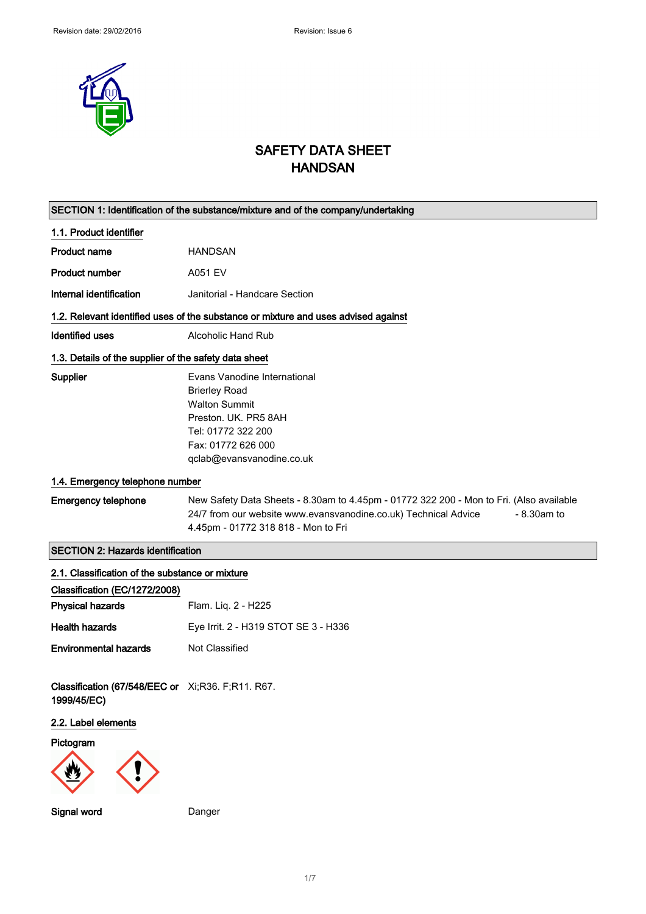Revision date: 29/02/2016 Revision: Issue 6

# SAFETY DATA SHEET
# HANDSAN

## SECTION 1: Identification of the substance/mixture and of the company/undertaking

### 1.1. Product identifier

**Product name** HANDSAN

**Product number** A051 EV

**Internal identification** Janitorial - Handcare Section

### 1.2. Relevant identified uses of the substance or mixture and uses advised against

**Identified uses** Alcoholic Hand Rub

### 1.3. Details of the supplier of the safety data sheet

**Supplier**
Evans Vanodine International
Brierley Road
Walton Summit
Preston. UK. PR5 8AH
Tel: 01772 322 200
Fax: 01772 626 000
qclab@evansvanodine.co.uk

### 1.4. Emergency telephone number

**Emergency telephone** New Safety Data Sheets - 8.30am to 4.45pm - 01772 322 200 - Mon to Fri. (Also available 24/7 from our website www.evansvanodine.co.uk) Technical Advice - 8.30am to 4.45pm - 01772 318 818 - Mon to Fri

## SECTION 2: Hazards identification

### 2.1. Classification of the substance or mixture

**Classification (EC/1272/2008)**

**Physical hazards** Flam. Liq. 2 - H225

**Health hazards** Eye Irrit. 2 - H319 STOT SE 3 - H336

**Environmental hazards** Not Classified

**Classification (67/548/EEC or 1999/45/EC)** Xi;R36. F;R11. R67.

### 2.2. Label elements

**Pictogram**

**Signal word** Danger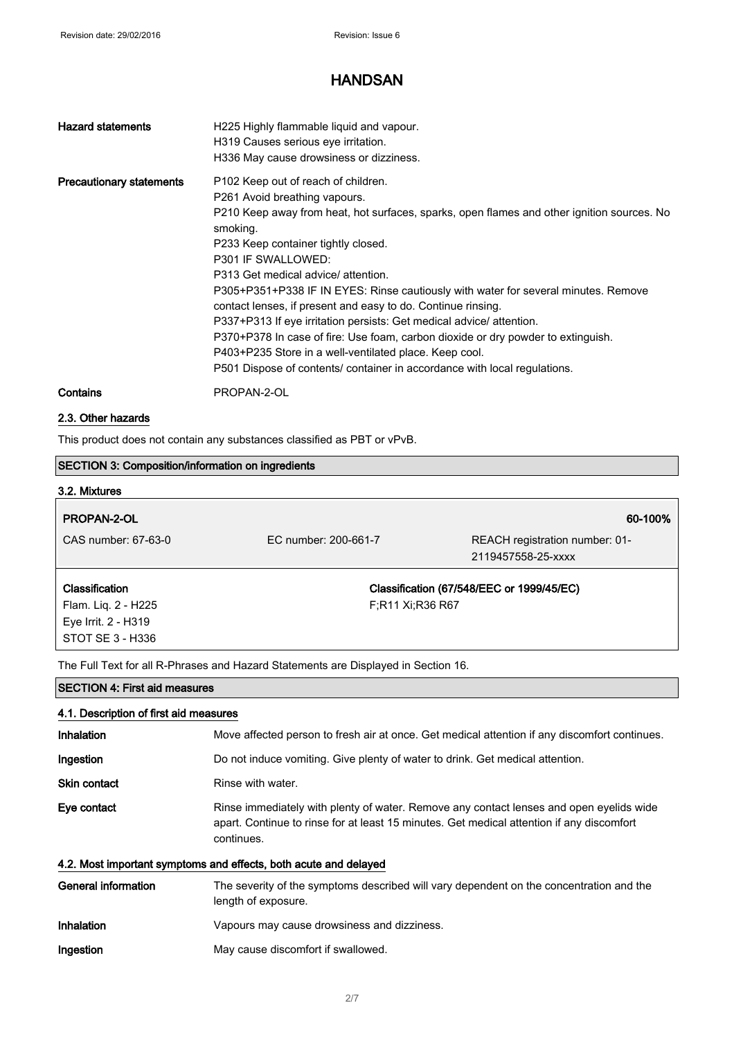# HANDSAN

| | |
|---|---|
| **Hazard statements** | H225 Highly flammable liquid and vapour.<br>H319 Causes serious eye irritation.<br>H336 May cause drowsiness or dizziness. |
| **Precautionary statements** | P102 Keep out of reach of children.<br>P261 Avoid breathing vapours.<br>P210 Keep away from heat, hot surfaces, sparks, open flames and other ignition sources. No smoking.<br>P233 Keep container tightly closed.<br>P301 IF SWALLOWED:<br>P313 Get medical advice/ attention.<br>P305+P351+P338 IF IN EYES: Rinse cautiously with water for several minutes. Remove contact lenses, if present and easy to do. Continue rinsing.<br>P337+P313 If eye irritation persists: Get medical advice/ attention.<br>P370+P378 In case of fire: Use foam, carbon dioxide or dry powder to extinguish.<br>P403+P235 Store in a well-ventilated place. Keep cool.<br>P501 Dispose of contents/ container in accordance with local regulations. |
| **Contains** | PROPAN-2-OL |

## 2.3. Other hazards

This product does not contain any substances classified as PBT or vPvB.

## SECTION 3: Composition/information on ingredients

### 3.2. Mixtures

| **PROPAN-2-OL** | | **60-100%** |
|---|---|---|
| CAS number: 67-63-0 | EC number: 200-661-7 | REACH registration number: 01-2119457558-25-xxxx |
| **Classification**<br>Flam. Liq. 2 - H225<br>Eye Irrit. 2 - H319<br>STOT SE 3 - H336 | **Classification (67/548/EEC or 1999/45/EC)**<br>F;R11 Xi;R36 R67 | |

The Full Text for all R-Phrases and Hazard Statements are Displayed in Section 16.

## SECTION 4: First aid measures

### 4.1. Description of first aid measures

| | |
|---|---|
| **Inhalation** | Move affected person to fresh air at once. Get medical attention if any discomfort continues. |
| **Ingestion** | Do not induce vomiting. Give plenty of water to drink. Get medical attention. |
| **Skin contact** | Rinse with water. |
| **Eye contact** | Rinse immediately with plenty of water. Remove any contact lenses and open eyelids wide apart. Continue to rinse for at least 15 minutes. Get medical attention if any discomfort continues. |

### 4.2. Most important symptoms and effects, both acute and delayed

| | |
|---|---|
| **General information** | The severity of the symptoms described will vary dependent on the concentration and the length of exposure. |
| **Inhalation** | Vapours may cause drowsiness and dizziness. |
| **Ingestion** | May cause discomfort if swallowed. |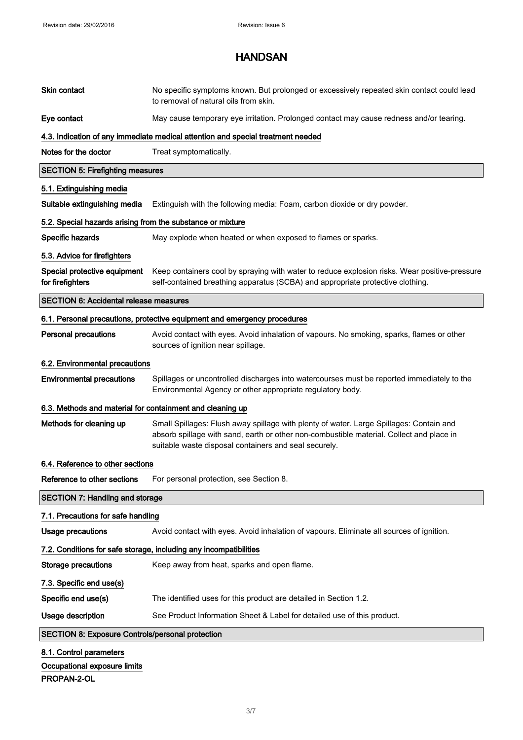**Skin contact** No specific symptoms known. But prolonged or excessively repeated skin contact could lead to removal of natural oils from skin.

**Eye contact** May cause temporary eye irritation. Prolonged contact may cause redness and/or tearing.

### 4.3. Indication of any immediate medical attention and special treatment needed

**Notes for the doctor** Treat symptomatically.

## SECTION 5: Firefighting measures

### 5.1. Extinguishing media

**Suitable extinguishing media** Extinguish with the following media: Foam, carbon dioxide or dry powder.

### 5.2. Special hazards arising from the substance or mixture

**Specific hazards** May explode when heated or when exposed to flames or sparks.

### 5.3. Advice for firefighters

**Special protective equipment for firefighters** Keep containers cool by spraying with water to reduce explosion risks. Wear positive-pressure self-contained breathing apparatus (SCBA) and appropriate protective clothing.

## SECTION 6: Accidental release measures

### 6.1. Personal precautions, protective equipment and emergency procedures

**Personal precautions** Avoid contact with eyes. Avoid inhalation of vapours. No smoking, sparks, flames or other sources of ignition near spillage.

### 6.2. Environmental precautions

**Environmental precautions** Spillages or uncontrolled discharges into watercourses must be reported immediately to the Environmental Agency or other appropriate regulatory body.

### 6.3. Methods and material for containment and cleaning up

**Methods for cleaning up** Small Spillages: Flush away spillage with plenty of water. Large Spillages: Contain and absorb spillage with sand, earth or other non-combustible material. Collect and place in suitable waste disposal containers and seal securely.

### 6.4. Reference to other sections

**Reference to other sections** For personal protection, see Section 8.

## SECTION 7: Handling and storage

### 7.1. Precautions for safe handling

**Usage precautions** Avoid contact with eyes. Avoid inhalation of vapours. Eliminate all sources of ignition.

### 7.2. Conditions for safe storage, including any incompatibilities

**Storage precautions** Keep away from heat, sparks and open flame.

### 7.3. Specific end use(s)

**Specific end use(s)** The identified uses for this product are detailed in Section 1.2.

**Usage description** See Product Information Sheet & Label for detailed use of this product.

## SECTION 8: Exposure Controls/personal protection

### 8.1. Control parameters

**Occupational exposure limits**

**PROPAN-2-OL**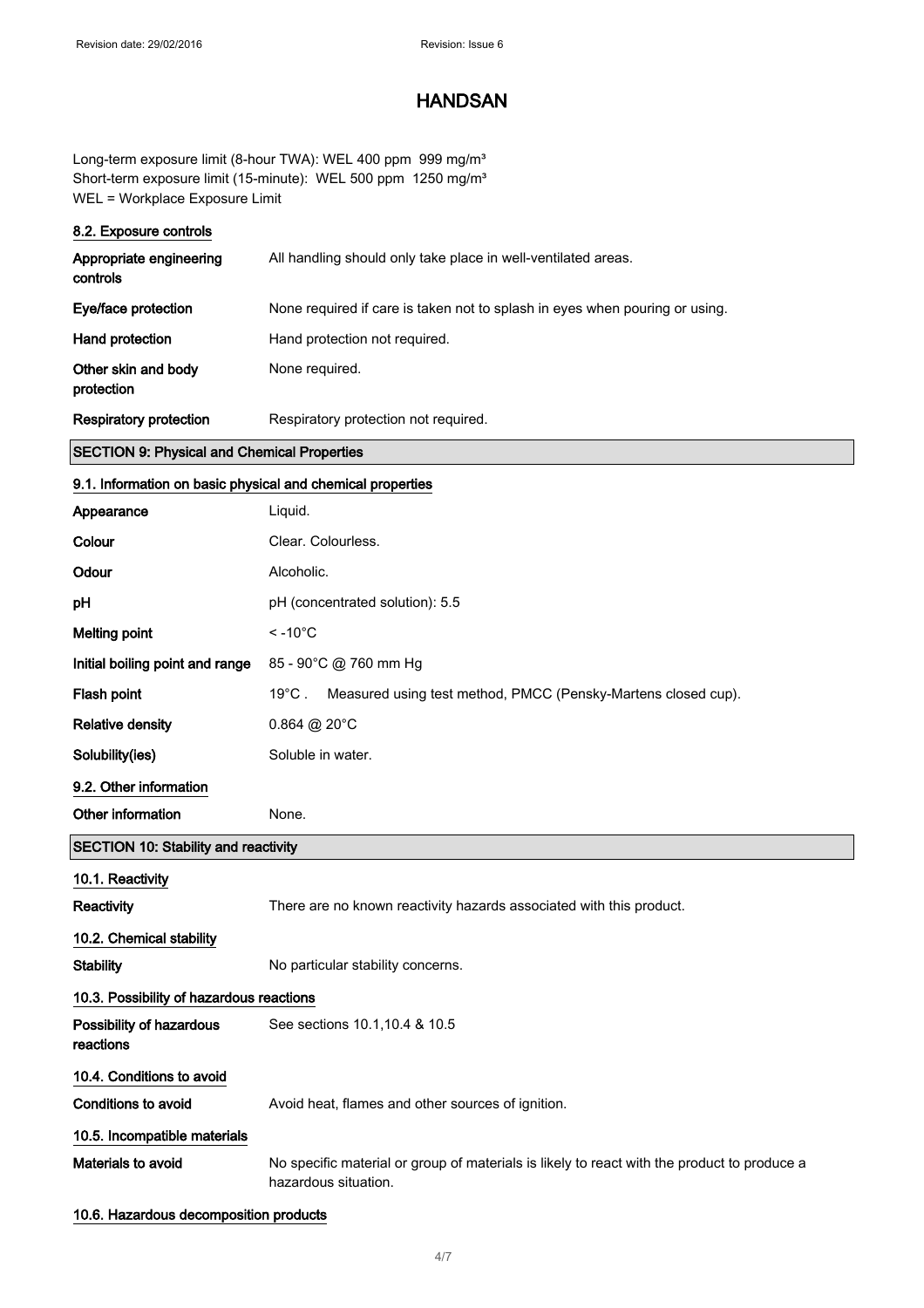Long-term exposure limit (8-hour TWA): WEL 400 ppm 999 mg/m³
Short-term exposure limit (15-minute): WEL 500 ppm 1250 mg/m³
WEL = Workplace Exposure Limit

### 8.2. Exposure controls

| | |
|---|---|
| **Appropriate engineering controls** | All handling should only take place in well-ventilated areas. |
| **Eye/face protection** | None required if care is taken not to splash in eyes when pouring or using. |
| **Hand protection** | Hand protection not required. |
| **Other skin and body protection** | None required. |
| **Respiratory protection** | Respiratory protection not required. |

## SECTION 9: Physical and Chemical Properties

### 9.1. Information on basic physical and chemical properties

| | |
|---|---|
| **Appearance** | Liquid. |
| **Colour** | Clear. Colourless. |
| **Odour** | Alcoholic. |
| **pH** | pH (concentrated solution): 5.5 |
| **Melting point** | < -10°C |
| **Initial boiling point and range** | 85 - 90°C @ 760 mm Hg |
| **Flash point** | 19°C . Measured using test method, PMCC (Pensky-Martens closed cup). |
| **Relative density** | 0.864 @ 20°C |
| **Solubility(ies)** | Soluble in water. |

### 9.2. Other information

| | |
|---|---|
| **Other information** | None. |

## SECTION 10: Stability and reactivity

### 10.1. Reactivity

| | |
|---|---|
| **Reactivity** | There are no known reactivity hazards associated with this product. |

### 10.2. Chemical stability

| | |
|---|---|
| **Stability** | No particular stability concerns. |

### 10.3. Possibility of hazardous reactions

| | |
|---|---|
| **Possibility of hazardous reactions** | See sections 10.1,10.4 & 10.5 |

### 10.4. Conditions to avoid

| | |
|---|---|
| **Conditions to avoid** | Avoid heat, flames and other sources of ignition. |

### 10.5. Incompatible materials

| | |
|---|---|
| **Materials to avoid** | No specific material or group of materials is likely to react with the product to produce a hazardous situation. |

### 10.6. Hazardous decomposition products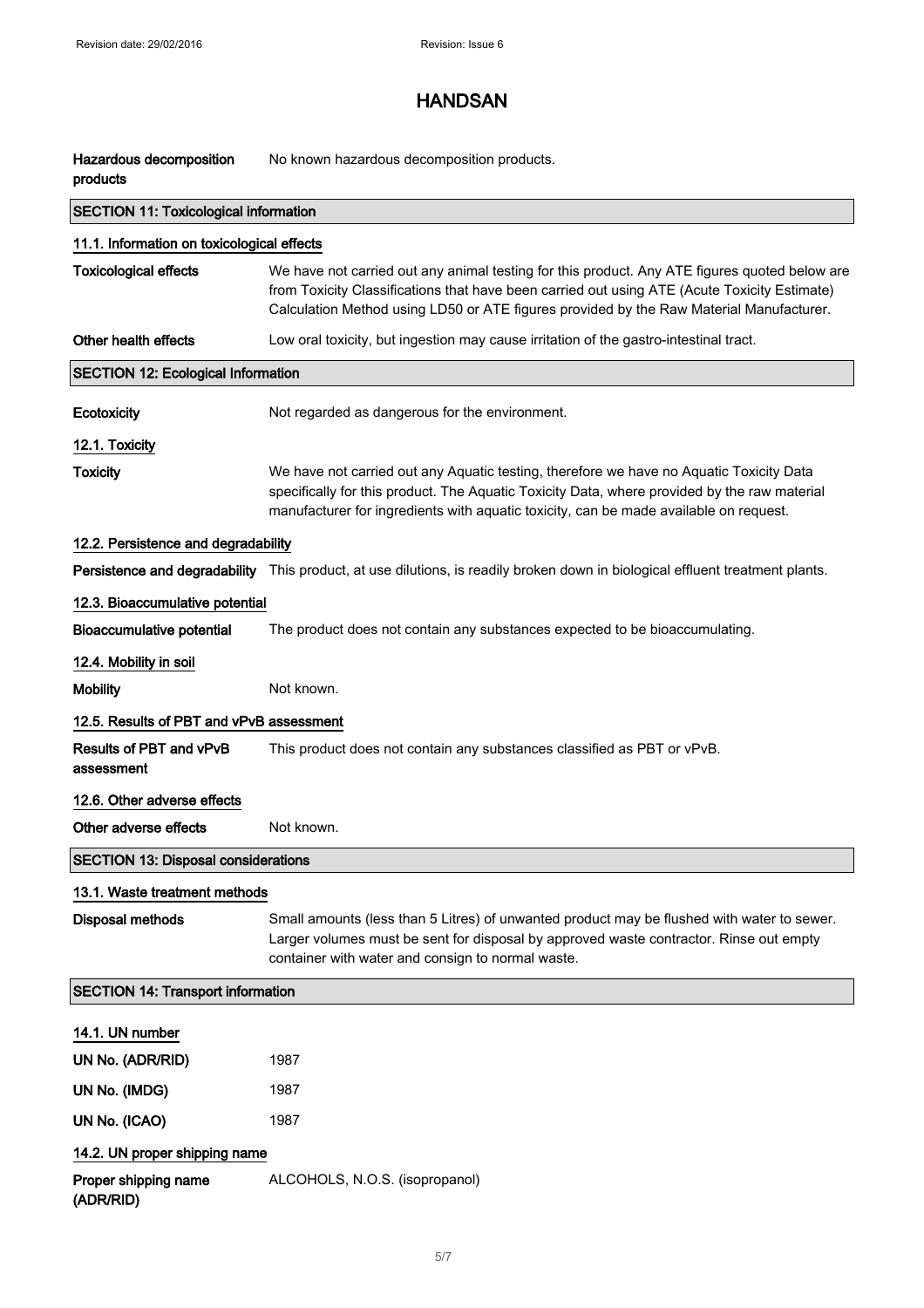| | |
|---|---|
| **Hazardous decomposition products** | No known hazardous decomposition products. |

## SECTION 11: Toxicological information

### 11.1. Information on toxicological effects

| | |
|---|---|
| **Toxicological effects** | We have not carried out any animal testing for this product. Any ATE figures quoted below are from Toxicity Classifications that have been carried out using ATE (Acute Toxicity Estimate) Calculation Method using LD50 or ATE figures provided by the Raw Material Manufacturer. |
| **Other health effects** | Low oral toxicity, but ingestion may cause irritation of the gastro-intestinal tract. |

## SECTION 12: Ecological Information

| | |
|---|---|
| **Ecotoxicity** | Not regarded as dangerous for the environment. |

### 12.1. Toxicity

| | |
|---|---|
| **Toxicity** | We have not carried out any Aquatic testing, therefore we have no Aquatic Toxicity Data specifically for this product. The Aquatic Toxicity Data, where provided by the raw material manufacturer for ingredients with aquatic toxicity, can be made available on request. |

### 12.2. Persistence and degradability

| | |
|---|---|
| **Persistence and degradability** | This product, at use dilutions, is readily broken down in biological effluent treatment plants. |

### 12.3. Bioaccumulative potential

| | |
|---|---|
| **Bioaccumulative potential** | The product does not contain any substances expected to be bioaccumulating. |

### 12.4. Mobility in soil

| | |
|---|---|
| **Mobility** | Not known. |

### 12.5. Results of PBT and vPvB assessment

| | |
|---|---|
| **Results of PBT and vPvB assessment** | This product does not contain any substances classified as PBT or vPvB. |

### 12.6. Other adverse effects

| | |
|---|---|
| **Other adverse effects** | Not known. |

## SECTION 13: Disposal considerations

### 13.1. Waste treatment methods

| | |
|---|---|
| **Disposal methods** | Small amounts (less than 5 Litres) of unwanted product may be flushed with water to sewer. Larger volumes must be sent for disposal by approved waste contractor. Rinse out empty container with water and consign to normal waste. |

## SECTION 14: Transport information

### 14.1. UN number

| | |
|---|---|
| **UN No. (ADR/RID)** | 1987 |
| **UN No. (IMDG)** | 1987 |
| **UN No. (ICAO)** | 1987 |

### 14.2. UN proper shipping name

| | |
|---|---|
| **Proper shipping name (ADR/RID)** | ALCOHOLS, N.O.S. (isopropanol) |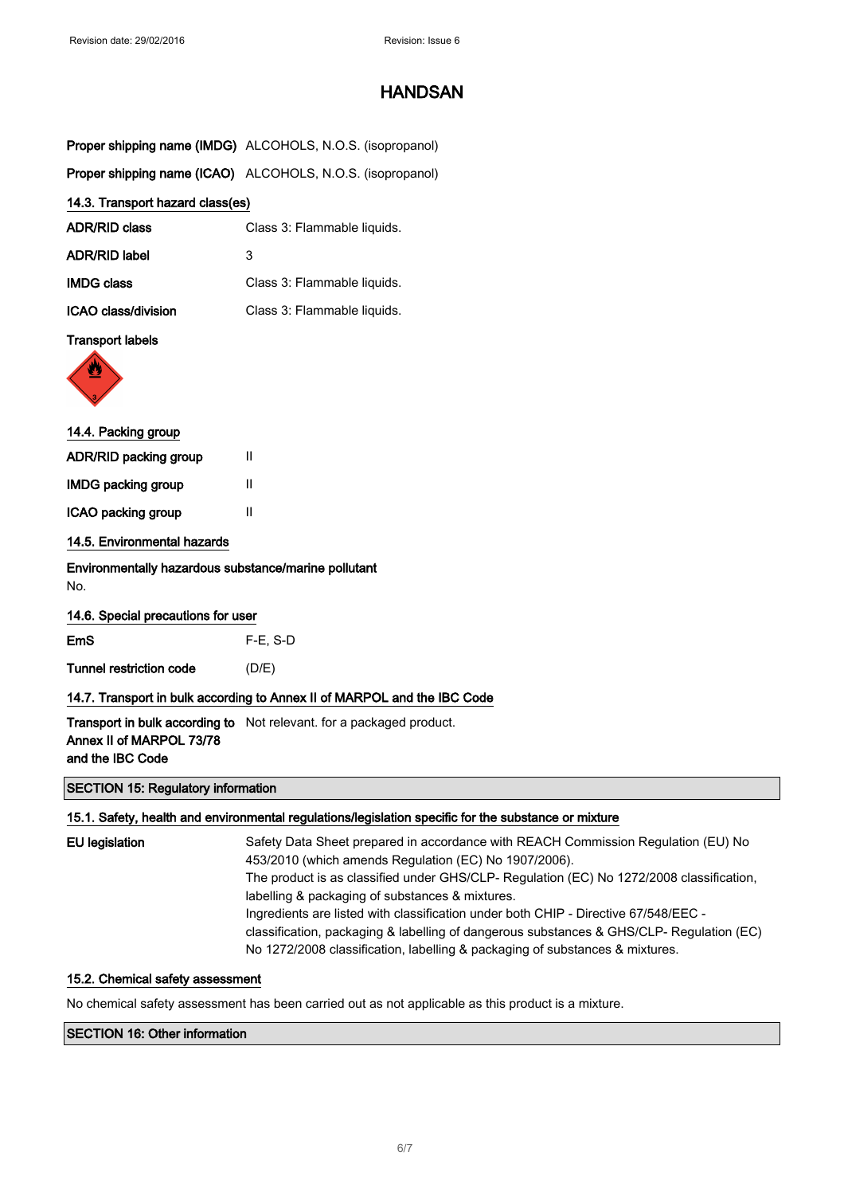**Proper shipping name (IMDG)** ALCOHOLS, N.O.S. (isopropanol)

**Proper shipping name (ICAO)** ALCOHOLS, N.O.S. (isopropanol)

### 14.3. Transport hazard class(es)

| | |
|---|---|
| **ADR/RID class** | Class 3: Flammable liquids. |
| **ADR/RID label** | 3 |
| **IMDG class** | Class 3: Flammable liquids. |
| **ICAO class/division** | Class 3: Flammable liquids. |

**Transport labels**

### 14.4. Packing group

| | |
|---|---|
| **ADR/RID packing group** | II |
| **IMDG packing group** | II |
| **ICAO packing group** | II |

### 14.5. Environmental hazards

**Environmentally hazardous substance/marine pollutant**

No.

### 14.6. Special precautions for user

| | |
|---|---|
| **EmS** | F-E, S-D |
| **Tunnel restriction code** | (D/E) |

### 14.7. Transport in bulk according to Annex II of MARPOL and the IBC Code

**Transport in bulk according to Annex II of MARPOL 73/78 and the IBC Code** Not relevant. for a packaged product.

## SECTION 15: Regulatory information

### 15.1. Safety, health and environmental regulations/legislation specific for the substance or mixture

**EU legislation** Safety Data Sheet prepared in accordance with REACH Commission Regulation (EU) No 453/2010 (which amends Regulation (EC) No 1907/2006).
The product is as classified under GHS/CLP- Regulation (EC) No 1272/2008 classification, labelling & packaging of substances & mixtures.
Ingredients are listed with classification under both CHIP - Directive 67/548/EEC - classification, packaging & labelling of dangerous substances & GHS/CLP- Regulation (EC) No 1272/2008 classification, labelling & packaging of substances & mixtures.

### 15.2. Chemical safety assessment

No chemical safety assessment has been carried out as not applicable as this product is a mixture.

## SECTION 16: Other information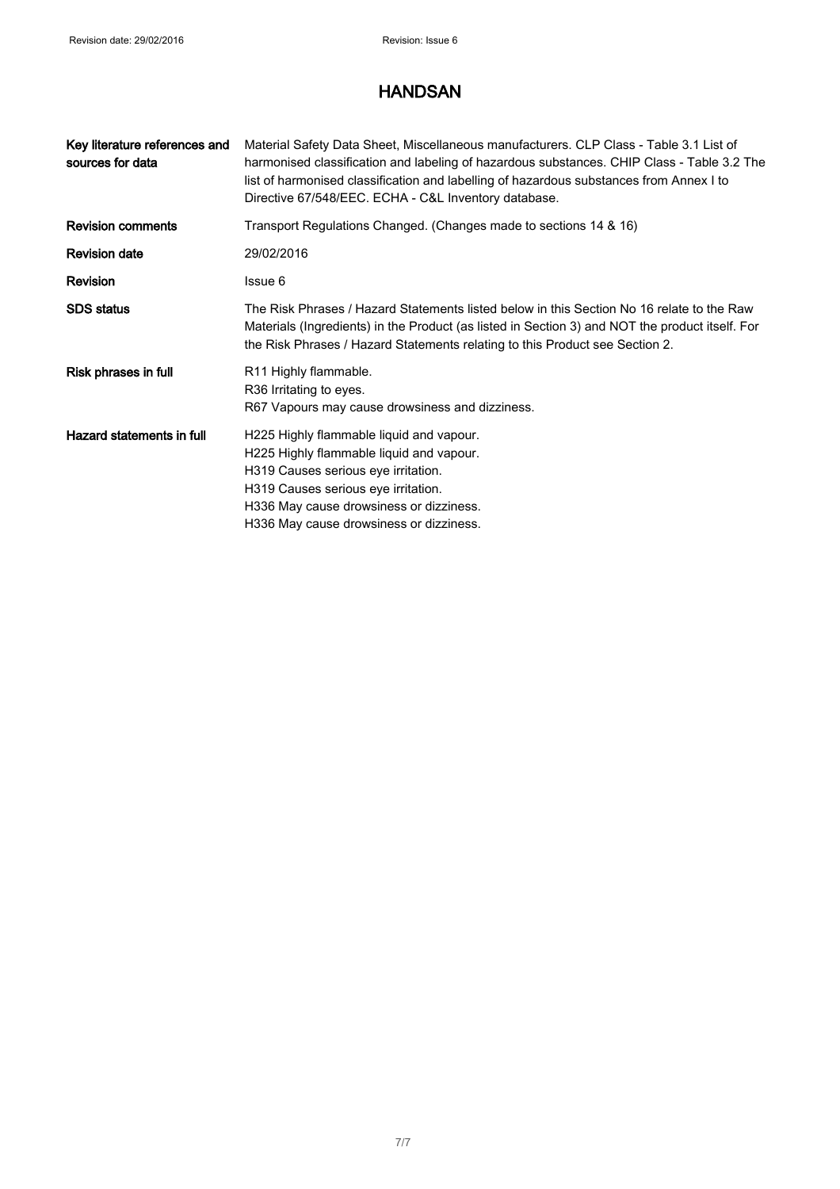| | |
|---|---|
| **Key literature references and sources for data** | Material Safety Data Sheet, Miscellaneous manufacturers. CLP Class - Table 3.1 List of harmonised classification and labeling of hazardous substances. CHIP Class - Table 3.2 The list of harmonised classification and labelling of hazardous substances from Annex I to Directive 67/548/EEC. ECHA - C&L Inventory database. |
| **Revision comments** | Transport Regulations Changed. (Changes made to sections 14 & 16) |
| **Revision date** | 29/02/2016 |
| **Revision** | Issue 6 |
| **SDS status** | The Risk Phrases / Hazard Statements listed below in this Section No 16 relate to the Raw Materials (Ingredients) in the Product (as listed in Section 3) and NOT the product itself. For the Risk Phrases / Hazard Statements relating to this Product see Section 2. |
| **Risk phrases in full** | R11 Highly flammable.<br>R36 Irritating to eyes.<br>R67 Vapours may cause drowsiness and dizziness. |
| **Hazard statements in full** | H225 Highly flammable liquid and vapour.<br>H225 Highly flammable liquid and vapour.<br>H319 Causes serious eye irritation.<br>H319 Causes serious eye irritation.<br>H336 May cause drowsiness or dizziness.<br>H336 May cause drowsiness or dizziness. |